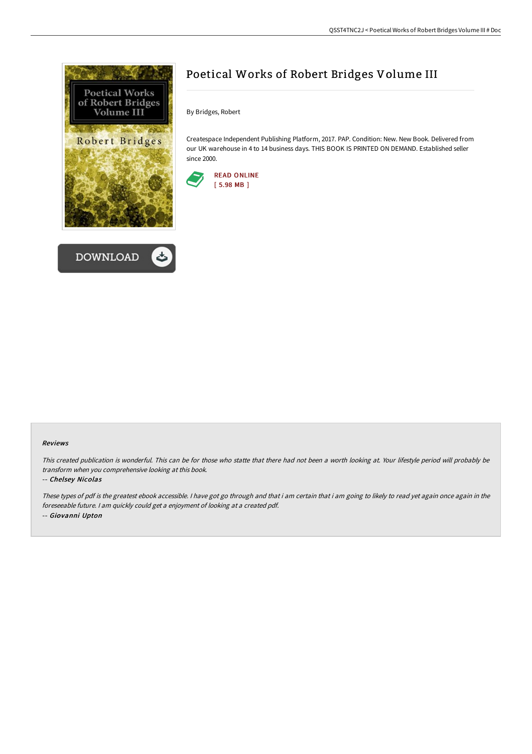# Poetical Works of Robert Bridges Volume III

By Bridges, Robert

Createspace Independent Publishing Platform, 2017. PAP. Condition: New. New Book. Delivered from our UK warehouse in 4 to 14 business days. THIS BOOK IS PRINTED ON DEMAND. Established seller since 2000.

READ ONLINE
[ 5.98 MB ]

DOWNLOAD

### Reviews

*This created publication is wonderful. This can be for those who statte that there had not been a worth looking at. Your lifestyle period will probably be transform when you comprehensive looking at this book.*

-- ***Chelsey Nicolas***

*These types of pdf is the greatest ebook accessible. I have got go through and that i am certain that i am going to likely to read yet again once again in the foreseeable future. I am quickly could get a enjoyment of looking at a created pdf.*

-- ***Giovanni Upton***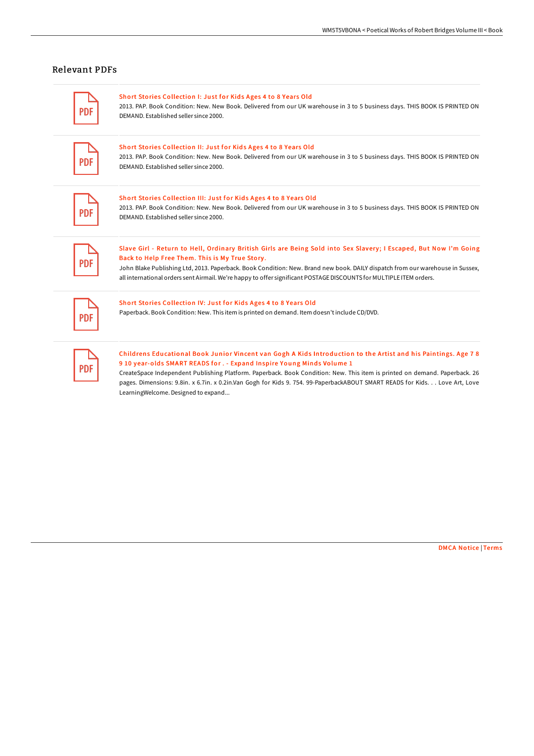## Relevant PDFs

**Short Stories Collection I: Just for Kids Ages 4 to 8 Years Old**

2013. PAP. Book Condition: New. New Book. Delivered from our UK warehouse in 3 to 5 business days. THIS BOOK IS PRINTED ON DEMAND. Established seller since 2000.

**Short Stories Collection II: Just for Kids Ages 4 to 8 Years Old**

2013. PAP. Book Condition: New. New Book. Delivered from our UK warehouse in 3 to 5 business days. THIS BOOK IS PRINTED ON DEMAND. Established seller since 2000.

**Short Stories Collection III: Just for Kids Ages 4 to 8 Years Old**

2013. PAP. Book Condition: New. New Book. Delivered from our UK warehouse in 3 to 5 business days. THIS BOOK IS PRINTED ON DEMAND. Established seller since 2000.

**Slave Girl - Return to Hell, Ordinary British Girls are Being Sold into Sex Slavery; I Escaped, But Now I'm Going Back to Help Free Them. This is My True Story.**

John Blake Publishing Ltd, 2013. Paperback. Book Condition: New. Brand new book. DAILY dispatch from our warehouse in Sussex, all international orders sent Airmail. We're happy to offer significant POSTAGE DISCOUNTS for MULTIPLE ITEM orders.

**Short Stories Collection IV: Just for Kids Ages 4 to 8 Years Old**

Paperback. Book Condition: New. This item is printed on demand. Item doesn't include CD/DVD.

**Childrens Educational Book Junior Vincent van Gogh A Kids Introduction to the Artist and his Paintings. Age 7 8 9 10 year-olds SMART READS for . - Expand Inspire Young Minds Volume 1**

CreateSpace Independent Publishing Platform. Paperback. Book Condition: New. This item is printed on demand. Paperback. 26 pages. Dimensions: 9.8in. x 6.7in. x 0.2in.Van Gogh for Kids 9. 754. 99-PaperbackABOUT SMART READS for Kids. . . Love Art, Love LearningWelcome. Designed to expand...

DMCA Notice | Terms